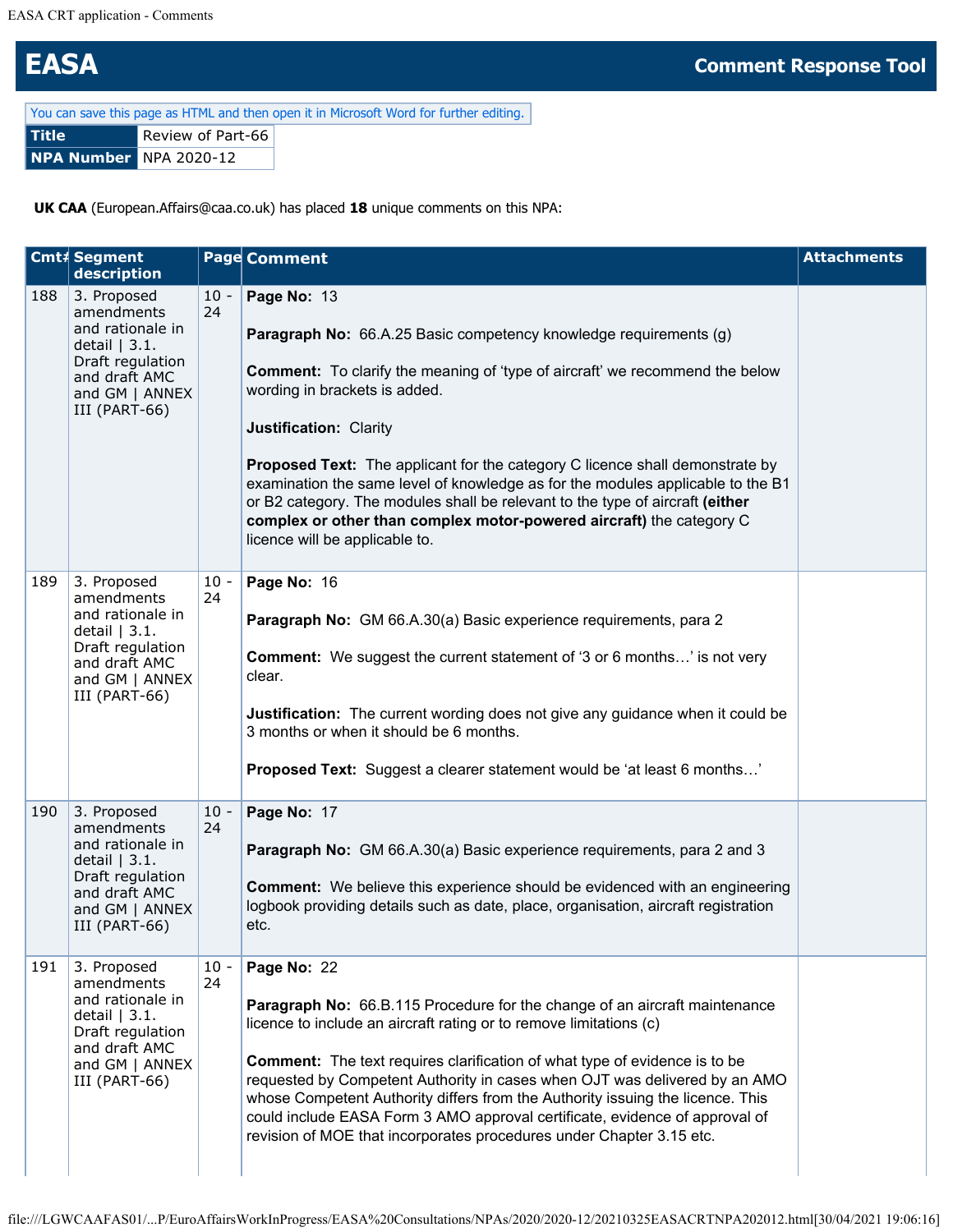# EASA

**Comment Response Tool**

You can save this page as HTML and then open it in Microsoft Word for further editing.

| Title | Review of Part-66 |
|---|---|
| NPA Number | NPA 2020-12 |

**UK CAA** (European.Affairs@caa.co.uk) has placed **18** unique comments on this NPA:

| Cmt# | Segment description | Page | Comment | Attachments |
|---|---|---|---|---|
| 188 | 3. Proposed amendments and rationale in detail \| 3.1. Draft regulation and draft AMC and GM \| ANNEX III (PART-66) | 10 - 24 | **Page No:** 13<br><br>**Paragraph No:** 66.A.25 Basic competency knowledge requirements (g)<br><br>**Comment:** To clarify the meaning of 'type of aircraft' we recommend the below wording in brackets is added.<br><br>**Justification:** Clarity<br><br>**Proposed Text:** The applicant for the category C licence shall demonstrate by examination the same level of knowledge as for the modules applicable to the B1 or B2 category. The modules shall be relevant to the type of aircraft **(either complex or other than complex motor-powered aircraft)** the category C licence will be applicable to. | |
| 189 | 3. Proposed amendments and rationale in detail \| 3.1. Draft regulation and draft AMC and GM \| ANNEX III (PART-66) | 10 - 24 | **Page No:** 16<br><br>**Paragraph No:** GM 66.A.30(a) Basic experience requirements, para 2<br><br>**Comment:** We suggest the current statement of '3 or 6 months…' is not very clear.<br><br>**Justification:** The current wording does not give any guidance when it could be 3 months or when it should be 6 months.<br><br>**Proposed Text:** Suggest a clearer statement would be 'at least 6 months…' | |
| 190 | 3. Proposed amendments and rationale in detail \| 3.1. Draft regulation and draft AMC and GM \| ANNEX III (PART-66) | 10 - 24 | **Page No:** 17<br><br>**Paragraph No:** GM 66.A.30(a) Basic experience requirements, para 2 and 3<br><br>**Comment:** We believe this experience should be evidenced with an engineering logbook providing details such as date, place, organisation, aircraft registration etc. | |
| 191 | 3. Proposed amendments and rationale in detail \| 3.1. Draft regulation and draft AMC and GM \| ANNEX III (PART-66) | 10 - 24 | **Page No:** 22<br><br>**Paragraph No:** 66.B.115 Procedure for the change of an aircraft maintenance licence to include an aircraft rating or to remove limitations (c)<br><br>**Comment:** The text requires clarification of what type of evidence is to be requested by Competent Authority in cases when OJT was delivered by an AMO whose Competent Authority differs from the Authority issuing the licence. This could include EASA Form 3 AMO approval certificate, evidence of approval of revision of MOE that incorporates procedures under Chapter 3.15 etc. | |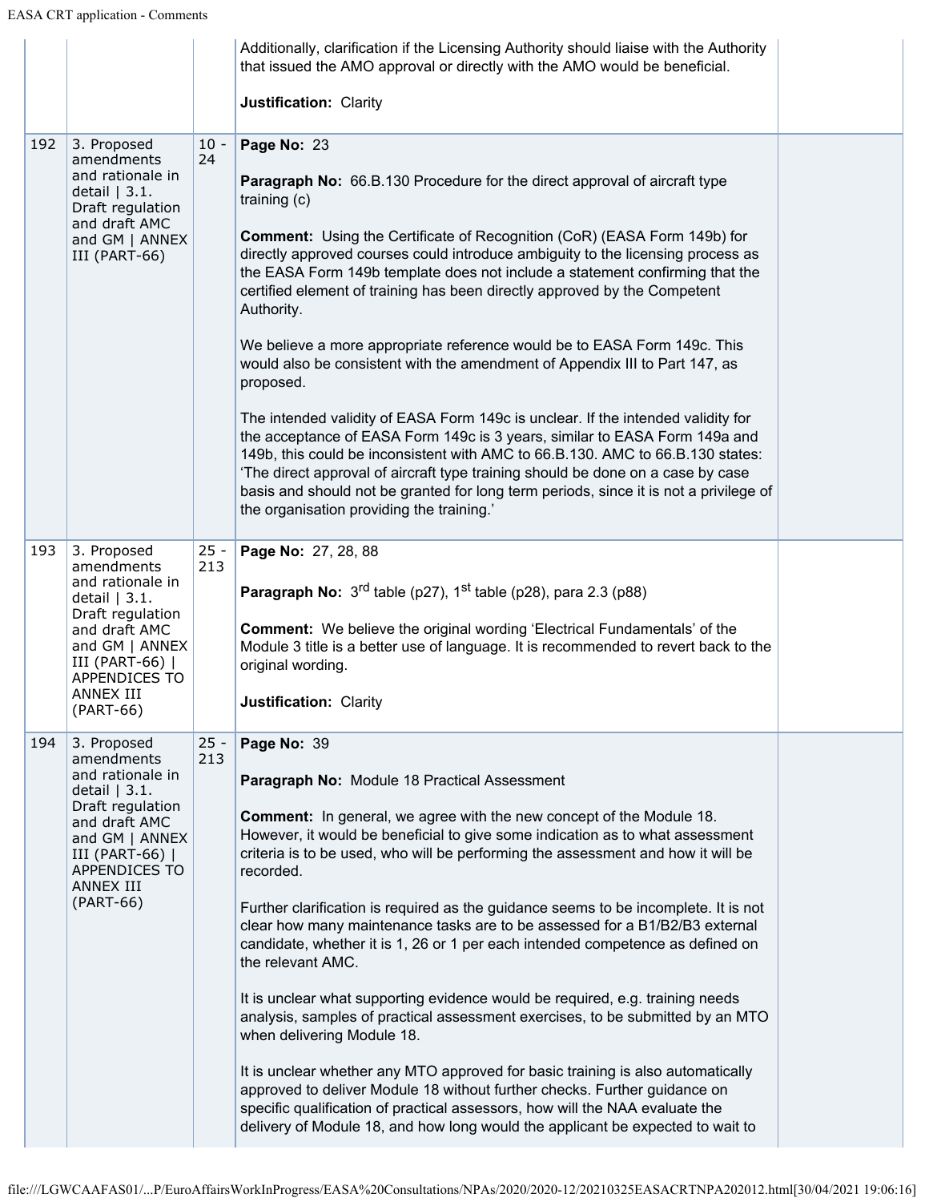| | | | | |
|---|---|---|---|---|
| | | | Additionally, clarification if the Licensing Authority should liaise with the Authority that issued the AMO approval or directly with the AMO would be beneficial.<br><br>**Justification:** Clarity | |
| 192 | 3. Proposed amendments and rationale in detail \| 3.1. Draft regulation and draft AMC and GM \| ANNEX III (PART-66) | 10 - 24 | **Page No:** 23<br><br>**Paragraph No:** 66.B.130 Procedure for the direct approval of aircraft type training (c)<br><br>**Comment:** Using the Certificate of Recognition (CoR) (EASA Form 149b) for directly approved courses could introduce ambiguity to the licensing process as the EASA Form 149b template does not include a statement confirming that the certified element of training has been directly approved by the Competent Authority.<br><br>We believe a more appropriate reference would be to EASA Form 149c. This would also be consistent with the amendment of Appendix III to Part 147, as proposed.<br><br>The intended validity of EASA Form 149c is unclear. If the intended validity for the acceptance of EASA Form 149c is 3 years, similar to EASA Form 149a and 149b, this could be inconsistent with AMC to 66.B.130. AMC to 66.B.130 states: 'The direct approval of aircraft type training should be done on a case by case basis and should not be granted for long term periods, since it is not a privilege of the organisation providing the training.' | |
| 193 | 3. Proposed amendments and rationale in detail \| 3.1. Draft regulation and draft AMC and GM \| ANNEX III (PART-66) \| APPENDICES TO ANNEX III (PART-66) | 25 - 213 | **Page No:** 27, 28, 88<br><br>**Paragraph No:** 3rd table (p27), 1st table (p28), para 2.3 (p88)<br><br>**Comment:** We believe the original wording 'Electrical Fundamentals' of the Module 3 title is a better use of language. It is recommended to revert back to the original wording.<br><br>**Justification:** Clarity | |
| 194 | 3. Proposed amendments and rationale in detail \| 3.1. Draft regulation and draft AMC and GM \| ANNEX III (PART-66) \| APPENDICES TO ANNEX III (PART-66) | 25 - 213 | **Page No:** 39<br><br>**Paragraph No:** Module 18 Practical Assessment<br><br>**Comment:** In general, we agree with the new concept of the Module 18. However, it would be beneficial to give some indication as to what assessment criteria is to be used, who will be performing the assessment and how it will be recorded.<br><br>Further clarification is required as the guidance seems to be incomplete. It is not clear how many maintenance tasks are to be assessed for a B1/B2/B3 external candidate, whether it is 1, 26 or 1 per each intended competence as defined on the relevant AMC.<br><br>It is unclear what supporting evidence would be required, e.g. training needs analysis, samples of practical assessment exercises, to be submitted by an MTO when delivering Module 18.<br><br>It is unclear whether any MTO approved for basic training is also automatically approved to deliver Module 18 without further checks. Further guidance on specific qualification of practical assessors, how will the NAA evaluate the delivery of Module 18, and how long would the applicant be expected to wait to | |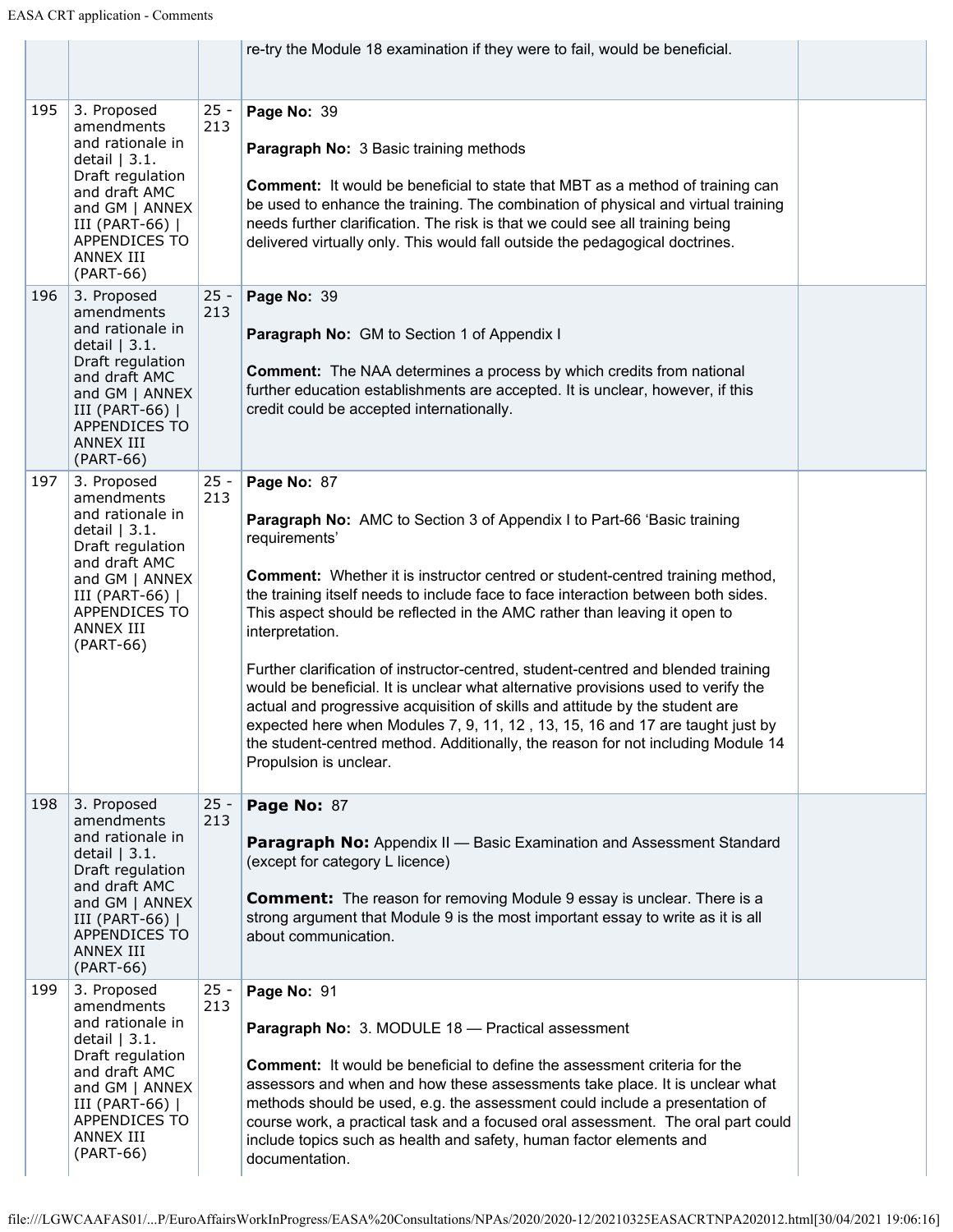| | | | | |
|---|---|---|---|---|
| | | | re-try the Module 18 examination if they were to fail, would be beneficial. | |
| 195 | 3. Proposed amendments and rationale in detail \| 3.1. Draft regulation and draft AMC and GM \| ANNEX III (PART-66) \| APPENDICES TO ANNEX III (PART-66) | 25 - 213 | **Page No:** 39<br><br>**Paragraph No:** 3 Basic training methods<br><br>**Comment:** It would be beneficial to state that MBT as a method of training can be used to enhance the training. The combination of physical and virtual training needs further clarification. The risk is that we could see all training being delivered virtually only. This would fall outside the pedagogical doctrines. | |
| 196 | 3. Proposed amendments and rationale in detail \| 3.1. Draft regulation and draft AMC and GM \| ANNEX III (PART-66) \| APPENDICES TO ANNEX III (PART-66) | 25 - 213 | **Page No:** 39<br><br>**Paragraph No:** GM to Section 1 of Appendix I<br><br>**Comment:** The NAA determines a process by which credits from national further education establishments are accepted. It is unclear, however, if this credit could be accepted internationally. | |
| 197 | 3. Proposed amendments and rationale in detail \| 3.1. Draft regulation and draft AMC and GM \| ANNEX III (PART-66) \| APPENDICES TO ANNEX III (PART-66) | 25 - 213 | **Page No:** 87<br><br>**Paragraph No:** AMC to Section 3 of Appendix I to Part-66 'Basic training requirements'<br><br>**Comment:** Whether it is instructor centred or student-centred training method, the training itself needs to include face to face interaction between both sides. This aspect should be reflected in the AMC rather than leaving it open to interpretation.<br><br>Further clarification of instructor-centred, student-centred and blended training would be beneficial. It is unclear what alternative provisions used to verify the actual and progressive acquisition of skills and attitude by the student are expected here when Modules 7, 9, 11, 12 , 13, 15, 16 and 17 are taught just by the student-centred method. Additionally, the reason for not including Module 14 Propulsion is unclear. | |
| 198 | 3. Proposed amendments and rationale in detail \| 3.1. Draft regulation and draft AMC and GM \| ANNEX III (PART-66) \| APPENDICES TO ANNEX III (PART-66) | 25 - 213 | **Page No:** 87<br><br>**Paragraph No:** Appendix II — Basic Examination and Assessment Standard (except for category L licence)<br><br>**Comment:** The reason for removing Module 9 essay is unclear. There is a strong argument that Module 9 is the most important essay to write as it is all about communication. | |
| 199 | 3. Proposed amendments and rationale in detail \| 3.1. Draft regulation and draft AMC and GM \| ANNEX III (PART-66) \| APPENDICES TO ANNEX III (PART-66) | 25 - 213 | **Page No:** 91<br><br>**Paragraph No:** 3. MODULE 18 — Practical assessment<br><br>**Comment:** It would be beneficial to define the assessment criteria for the assessors and when and how these assessments take place. It is unclear what methods should be used, e.g. the assessment could include a presentation of course work, a practical task and a focused oral assessment. The oral part could include topics such as health and safety, human factor elements and documentation. | |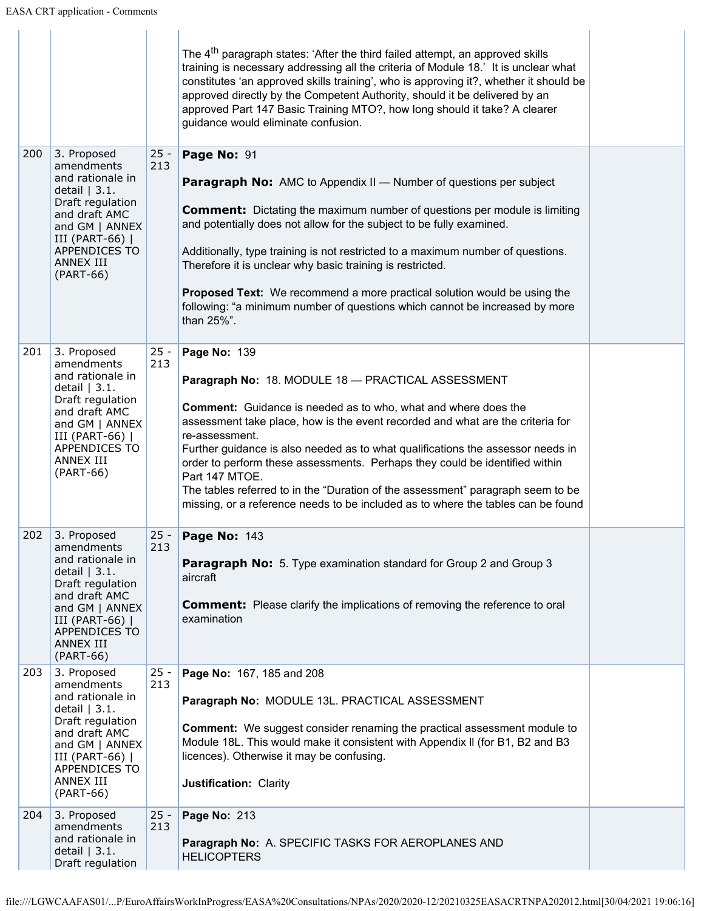| | | | | |
|---|---|---|---|---|
| | | | The 4th paragraph states: 'After the third failed attempt, an approved skills training is necessary addressing all the criteria of Module 18.' It is unclear what constitutes 'an approved skills training', who is approving it?, whether it should be approved directly by the Competent Authority, should it be delivered by an approved Part 147 Basic Training MTO?, how long should it take? A clearer guidance would eliminate confusion. | |
| 200 | 3. Proposed amendments and rationale in detail \| 3.1. Draft regulation and draft AMC and GM \| ANNEX III (PART-66) \| APPENDICES TO ANNEX III (PART-66) | 25 - 213 | **Page No:** 91<br><br>**Paragraph No:** AMC to Appendix II — Number of questions per subject<br><br>**Comment:** Dictating the maximum number of questions per module is limiting and potentially does not allow for the subject to be fully examined.<br><br>Additionally, type training is not restricted to a maximum number of questions. Therefore it is unclear why basic training is restricted.<br><br>**Proposed Text:** We recommend a more practical solution would be using the following: "a minimum number of questions which cannot be increased by more than 25%". | |
| 201 | 3. Proposed amendments and rationale in detail \| 3.1. Draft regulation and draft AMC and GM \| ANNEX III (PART-66) \| APPENDICES TO ANNEX III (PART-66) | 25 - 213 | **Page No:** 139<br><br>**Paragraph No:** 18. MODULE 18 — PRACTICAL ASSESSMENT<br><br>**Comment:** Guidance is needed as to who, what and where does the assessment take place, how is the event recorded and what are the criteria for re-assessment.<br>Further guidance is also needed as to what qualifications the assessor needs in order to perform these assessments. Perhaps they could be identified within Part 147 MTOE.<br>The tables referred to in the "Duration of the assessment" paragraph seem to be missing, or a reference needs to be included as to where the tables can be found | |
| 202 | 3. Proposed amendments and rationale in detail \| 3.1. Draft regulation and draft AMC and GM \| ANNEX III (PART-66) \| APPENDICES TO ANNEX III (PART-66) | 25 - 213 | **Page No:** 143<br><br>**Paragraph No:** 5. Type examination standard for Group 2 and Group 3 aircraft<br><br>**Comment:** Please clarify the implications of removing the reference to oral examination | |
| 203 | 3. Proposed amendments and rationale in detail \| 3.1. Draft regulation and draft AMC and GM \| ANNEX III (PART-66) \| APPENDICES TO ANNEX III (PART-66) | 25 - 213 | **Page No:** 167, 185 and 208<br><br>**Paragraph No:** MODULE 13L. PRACTICAL ASSESSMENT<br><br>**Comment:** We suggest consider renaming the practical assessment module to Module 18L. This would make it consistent with Appendix II (for B1, B2 and B3 licences). Otherwise it may be confusing.<br><br>**Justification:** Clarity | |
| 204 | 3. Proposed amendments and rationale in detail \| 3.1. Draft regulation | 25 - 213 | **Page No:** 213<br><br>**Paragraph No:** A. SPECIFIC TASKS FOR AEROPLANES AND HELICOPTERS | |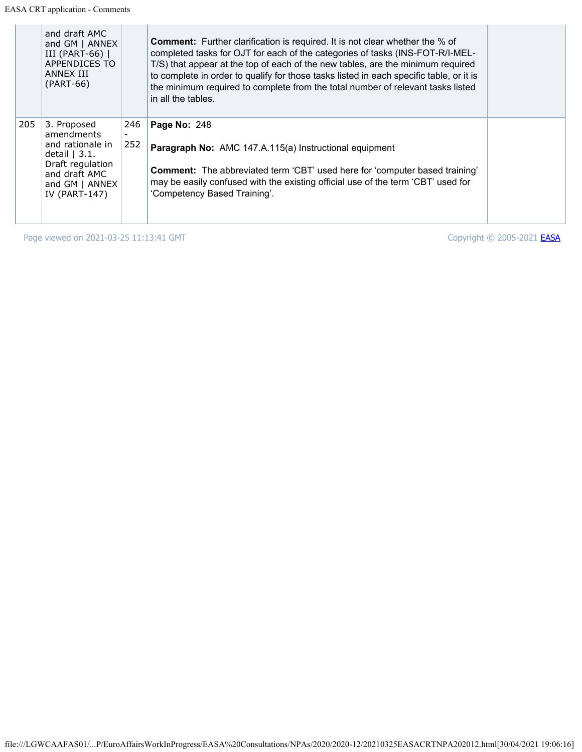| | | | | |
|---|---|---|---|---|
| | and draft AMC and GM \| ANNEX III (PART-66) \| APPENDICES TO ANNEX III (PART-66) | | **Comment:** Further clarification is required. It is not clear whether the % of completed tasks for OJT for each of the categories of tasks (INS-FOT-R/I-MEL-T/S) that appear at the top of each of the new tables, are the minimum required to complete in order to qualify for those tasks listed in each specific table, or it is the minimum required to complete from the total number of relevant tasks listed in all the tables. | |
| 205 | 3. Proposed amendments and rationale in detail \| 3.1. Draft regulation and draft AMC and GM \| ANNEX IV (PART-147) | 246 - 252 | **Page No:** 248<br><br>**Paragraph No:** AMC 147.A.115(a) Instructional equipment<br><br>**Comment:** The abbreviated term 'CBT' used here for 'computer based training' may be easily confused with the existing official use of the term 'CBT' used for 'Competency Based Training'. | |